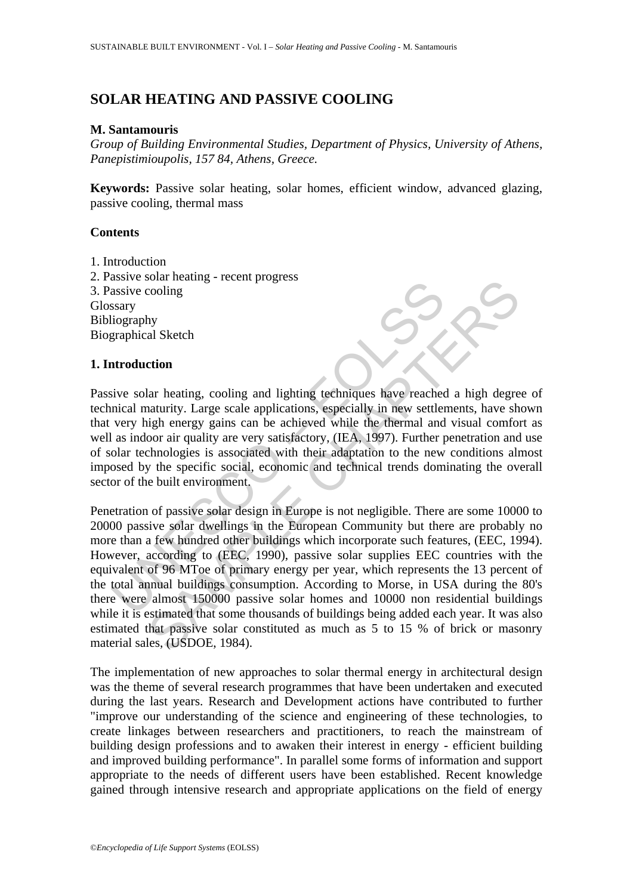# SOLAR HEATING AND PASSIVE COOLING

**M. Santamouris**

*Group of Building Environmental Studies, Department of Physics, University of Athens, Panepistimioupolis, 157 84, Athens, Greece.*

**Keywords:** Passive solar heating, solar homes, efficient window, advanced glazing, passive cooling, thermal mass

## Contents

1. Introduction
2. Passive solar heating - recent progress
3. Passive cooling

Glossary
Bibliography
Biographical Sketch

## 1. Introduction

Passive solar heating, cooling and lighting techniques have reached a high degree of technical maturity. Large scale applications, especially in new settlements, have shown that very high energy gains can be achieved while the thermal and visual comfort as well as indoor air quality are very satisfactory, (IEA, 1997). Further penetration and use of solar technologies is associated with their adaptation to the new conditions almost imposed by the specific social, economic and technical trends dominating the overall sector of the built environment.

Penetration of passive solar design in Europe is not negligible. There are some 10000 to 20000 passive solar dwellings in the European Community but there are probably no more than a few hundred other buildings which incorporate such features, (EEC, 1994). However, according to (EEC, 1990), passive solar supplies EEC countries with the equivalent of 96 MToe of primary energy per year, which represents the 13 percent of the total annual buildings consumption. According to Morse, in USA during the 80's there were almost 150000 passive solar homes and 10000 non residential buildings while it is estimated that some thousands of buildings being added each year. It was also estimated that passive solar constituted as much as 5 to 15 % of brick or masonry material sales, (USDOE, 1984).

The implementation of new approaches to solar thermal energy in architectural design was the theme of several research programmes that have been undertaken and executed during the last years. Research and Development actions have contributed to further "improve our understanding of the science and engineering of these technologies, to create linkages between researchers and practitioners, to reach the mainstream of building design professions and to awaken their interest in energy - efficient building and improved building performance". In parallel some forms of information and support appropriate to the needs of different users have been established. Recent knowledge gained through intensive research and appropriate applications on the field of energy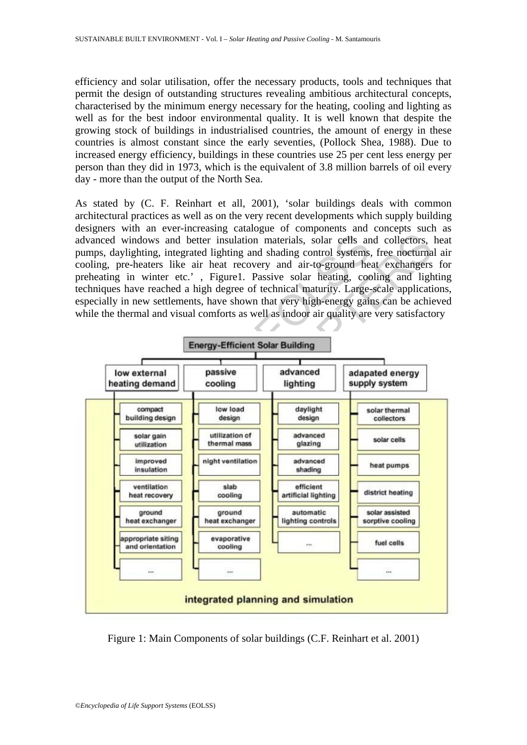efficiency and solar utilisation, offer the necessary products, tools and techniques that permit the design of outstanding structures revealing ambitious architectural concepts, characterised by the minimum energy necessary for the heating, cooling and lighting as well as for the best indoor environmental quality. It is well known that despite the growing stock of buildings in industrialised countries, the amount of energy in these countries is almost constant since the early seventies, (Pollock Shea, 1988). Due to increased energy efficiency, buildings in these countries use 25 per cent less energy per person than they did in 1973, which is the equivalent of 3.8 million barrels of oil every day - more than the output of the North Sea.

As stated by (C. F. Reinhart et all, 2001), 'solar buildings deals with common architectural practices as well as on the very recent developments which supply building designers with an ever-increasing catalogue of components and concepts such as advanced windows and better insulation materials, solar cells and collectors, heat pumps, daylighting, integrated lighting and shading control systems, free nocturnal air cooling, pre-heaters like air heat recovery and air-to-ground heat exchangers for preheating in winter etc.' , Figure1. Passive solar heating, cooling and lighting techniques have reached a high degree of technical maturity. Large-scale applications, especially in new settlements, have shown that very high-energy gains can be achieved while the thermal and visual comforts as well as indoor air quality are very satisfactory

**Energy-Efficient Solar Building**

| low external heating demand | passive cooling | advanced lighting | adapated energy supply system |
|---|---|---|---|
| compact building design | low load design | daylight design | solar thermal collectors |
| solar gain utilization | utilization of thermal mass | advanced glazing | solar cells |
| improved insulation | night ventilation | advanced shading | heat pumps |
| ventilation heat recovery | slab cooling | efficient artificial lighting | district heating |
| ground heat exchanger | ground heat exchanger | automatic lighting controls | solar assisted sorptive cooling |
| appropriate siting and orientation | evaporative cooling | ... | fuel cells |
| ... | ... | | ... |

integrated planning and simulation

Figure 1: Main Components of solar buildings (C.F. Reinhart et al. 2001)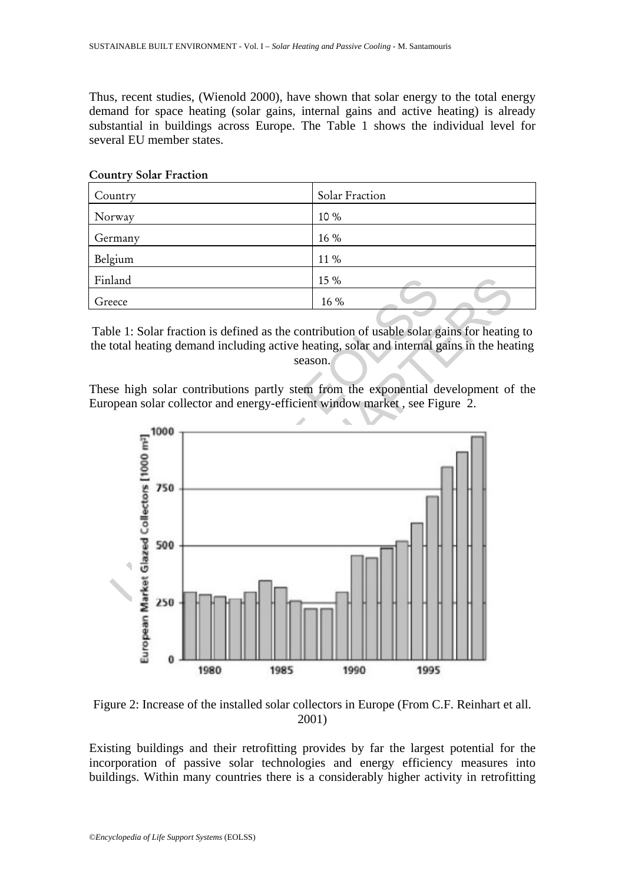Thus, recent studies, (Wienold 2000), have shown that solar energy to the total energy demand for space heating (solar gains, internal gains and active heating) is already substantial in buildings across Europe. The Table 1 shows the individual level for several EU member states.

**Country Solar Fraction**

| Country | Solar Fraction |
|---|---|
| Norway | 10 % |
| Germany | 16 % |
| Belgium | 11 % |
| Finland | 15 % |
| Greece | 16 % |

Table 1: Solar fraction is defined as the contribution of usable solar gains for heating to the total heating demand including active heating, solar and internal gains in the heating season.

These high solar contributions partly stem from the exponential development of the European solar collector and energy-efficient window market , see Figure 2.

Figure 2: Increase of the installed solar collectors in Europe (From C.F. Reinhart et all. 2001)

Existing buildings and their retrofitting provides by far the largest potential for the incorporation of passive solar technologies and energy efficiency measures into buildings. Within many countries there is a considerably higher activity in retrofitting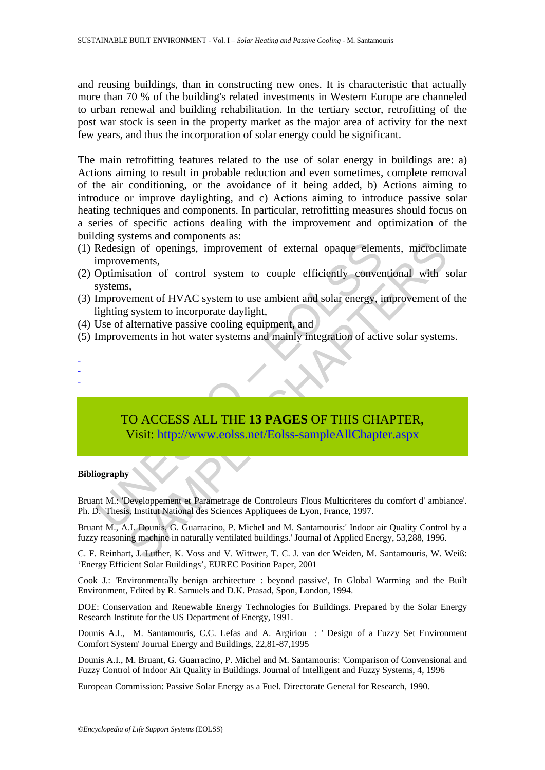and reusing buildings, than in constructing new ones. It is characteristic that actually more than 70 % of the building's related investments in Western Europe are channeled to urban renewal and building rehabilitation. In the tertiary sector, retrofitting of the post war stock is seen in the property market as the major area of activity for the next few years, and thus the incorporation of solar energy could be significant.

The main retrofitting features related to the use of solar energy in buildings are: a) Actions aiming to result in probable reduction and even sometimes, complete removal of the air conditioning, or the avoidance of it being added, b) Actions aiming to introduce or improve daylighting, and c) Actions aiming to introduce passive solar heating techniques and components. In particular, retrofitting measures should focus on a series of specific actions dealing with the improvement and optimization of the building systems and components as:

(1) Redesign of openings, improvement of external opaque elements, microclimate improvements,
(2) Optimisation of control system to couple efficiently conventional with solar systems,
(3) Improvement of HVAC system to use ambient and solar energy, improvement of the lighting system to incorporate daylight,
(4) Use of alternative passive cooling equipment, and
(5) Improvements in hot water systems and mainly integration of active solar systems.

-
-
-

TO ACCESS ALL THE **13 PAGES** OF THIS CHAPTER,
Visit: http://www.eolss.net/Eolss-sampleAllChapter.aspx

**Bibliography**

Bruant M.: 'Developpement et Parametrage de Controleurs Flous Multicriteres du comfort d' ambiance'. Ph. D. Thesis, Institut National des Sciences Appliquees de Lyon, France, 1997.

Bruant M., A.I. Dounis, G. Guarracino, P. Michel and M. Santamouris:' Indoor air Quality Control by a fuzzy reasoning machine in naturally ventilated buildings.' Journal of Applied Energy, 53,288, 1996.

C. F. Reinhart, J. Luther, K. Voss and V. Wittwer, T. C. J. van der Weiden, M. Santamouris, W. Weiß: 'Energy Efficient Solar Buildings', EUREC Position Paper, 2001

Cook J.: 'Environmentally benign architecture : beyond passive', In Global Warming and the Built Environment, Edited by R. Samuels and D.K. Prasad, Spon, London, 1994.

DOE: Conservation and Renewable Energy Technologies for Buildings. Prepared by the Solar Energy Research Institute for the US Department of Energy, 1991.

Dounis A.I., M. Santamouris, C.C. Lefas and A. Argiriou : ' Design of a Fuzzy Set Environment Comfort System' Journal Energy and Buildings, 22,81-87,1995

Dounis A.I., M. Bruant, G. Guarracino, P. Michel and M. Santamouris: 'Comparison of Convensional and Fuzzy Control of Indoor Air Quality in Buildings. Journal of Intelligent and Fuzzy Systems, 4, 1996

European Commission: Passive Solar Energy as a Fuel. Directorate General for Research, 1990.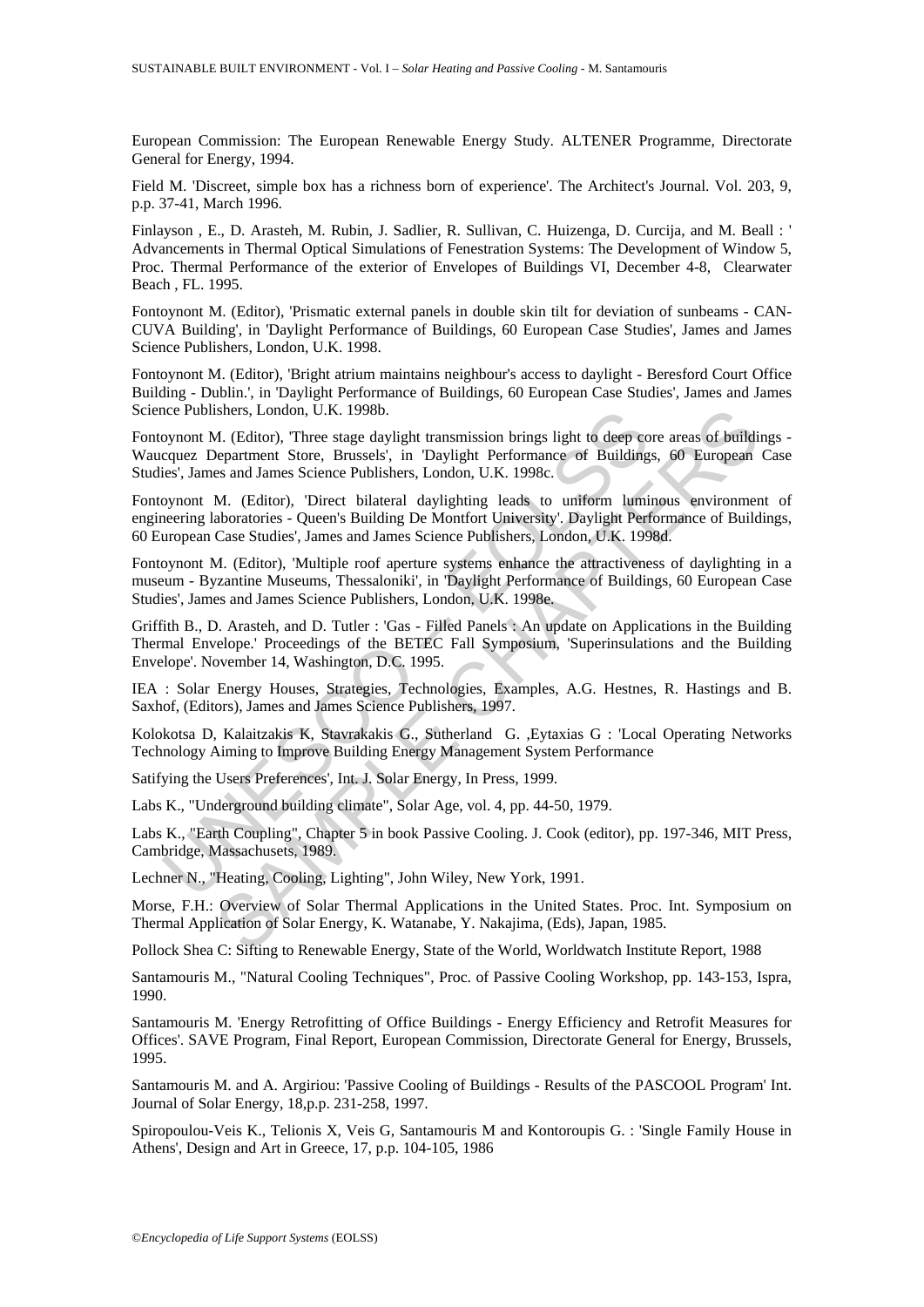European Commission: The European Renewable Energy Study. ALTENER Programme, Directorate General for Energy, 1994.

Field M. 'Discreet, simple box has a richness born of experience'. The Architect's Journal. Vol. 203, 9, p.p. 37-41, March 1996.

Finlayson , E., D. Arasteh, M. Rubin, J. Sadlier, R. Sullivan, C. Huizenga, D. Curcija, and M. Beall : ' Advancements in Thermal Optical Simulations of Fenestration Systems: The Development of Window 5, Proc. Thermal Performance of the exterior of Envelopes of Buildings VI, December 4-8, Clearwater Beach , FL. 1995.

Fontoynont M. (Editor), 'Prismatic external panels in double skin tilt for deviation of sunbeams - CAN-CUVA Building', in 'Daylight Performance of Buildings, 60 European Case Studies', James and James Science Publishers, London, U.K. 1998.

Fontoynont M. (Editor), 'Bright atrium maintains neighbour's access to daylight - Beresford Court Office Building - Dublin.', in 'Daylight Performance of Buildings, 60 European Case Studies', James and James Science Publishers, London, U.K. 1998b.

Fontoynont M. (Editor), 'Three stage daylight transmission brings light to deep core areas of buildings - Waucquez Department Store, Brussels', in 'Daylight Performance of Buildings, 60 European Case Studies', James and James Science Publishers, London, U.K. 1998c.

Fontoynont M. (Editor), 'Direct bilateral daylighting leads to uniform luminous environment of engineering laboratories - Queen's Building De Montfort University'. Daylight Performance of Buildings, 60 European Case Studies', James and James Science Publishers, London, U.K. 1998d.

Fontoynont M. (Editor), 'Multiple roof aperture systems enhance the attractiveness of daylighting in a museum - Byzantine Museums, Thessaloniki', in 'Daylight Performance of Buildings, 60 European Case Studies', James and James Science Publishers, London, U.K. 1998e.

Griffith B., D. Arasteh, and D. Tutler : 'Gas - Filled Panels : An update on Applications in the Building Thermal Envelope.' Proceedings of the BETEC Fall Symposium, 'Superinsulations and the Building Envelope'. November 14, Washington, D.C. 1995.

IEA : Solar Energy Houses, Strategies, Technologies, Examples, A.G. Hestnes, R. Hastings and B. Saxhof, (Editors), James and James Science Publishers, 1997.

Kolokotsa D, Kalaitzakis K, Stavrakakis G., Sutherland G. ,Eytaxias G : 'Local Operating Networks Technology Aiming to Improve Building Energy Management System Performance

Satifying the Users Preferences', Int. J. Solar Energy, In Press, 1999.

Labs K., "Underground building climate", Solar Age, vol. 4, pp. 44-50, 1979.

Labs K., "Earth Coupling", Chapter 5 in book Passive Cooling. J. Cook (editor), pp. 197-346, MIT Press, Cambridge, Massachusetts, 1989.

Lechner N., "Heating, Cooling, Lighting", John Wiley, New York, 1991.

Morse, F.H.: Overview of Solar Thermal Applications in the United States. Proc. Int. Symposium on Thermal Application of Solar Energy, K. Watanabe, Y. Nakajima, (Eds), Japan, 1985.

Pollock Shea C: Sifting to Renewable Energy, State of the World, Worldwatch Institute Report, 1988

Santamouris M., "Natural Cooling Techniques", Proc. of Passive Cooling Workshop, pp. 143-153, Ispra, 1990.

Santamouris M. 'Energy Retrofitting of Office Buildings - Energy Efficiency and Retrofit Measures for Offices'. SAVE Program, Final Report, European Commission, Directorate General for Energy, Brussels, 1995.

Santamouris M. and A. Argiriou: 'Passive Cooling of Buildings - Results of the PASCOOL Program' Int. Journal of Solar Energy, 18,p.p. 231-258, 1997.

Spiropoulou-Veis K., Telionis X, Veis G, Santamouris M and Kontoroupis G. : 'Single Family House in Athens', Design and Art in Greece, 17, p.p. 104-105, 1986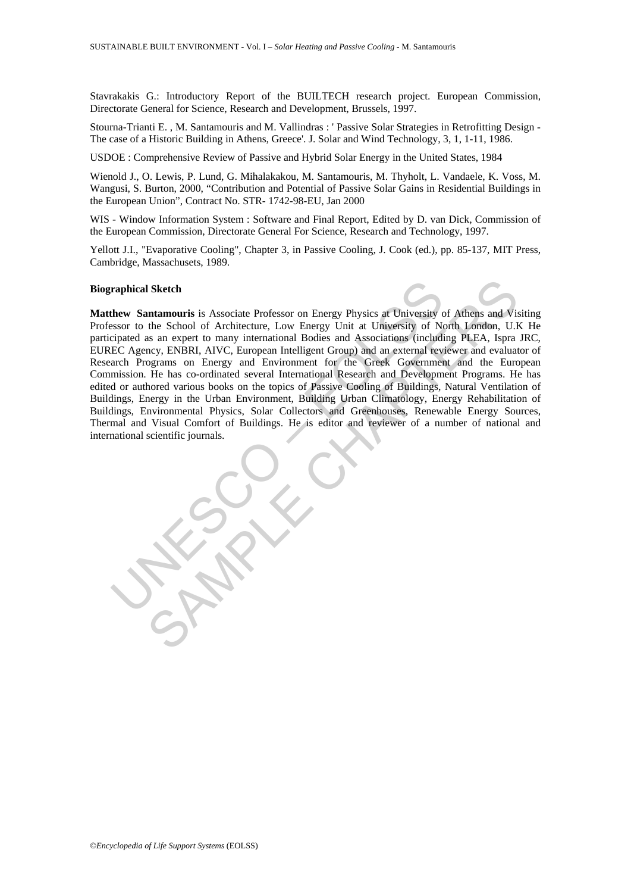Stavrakakis G.: Introductory Report of the BUILTECH research project. European Commission, Directorate General for Science, Research and Development, Brussels, 1997.

Stourna-Trianti E. , M. Santamouris and M. Vallindras : ' Passive Solar Strategies in Retrofitting Design - The case of a Historic Building in Athens, Greece'. J. Solar and Wind Technology, 3, 1, 1-11, 1986.

USDOE : Comprehensive Review of Passive and Hybrid Solar Energy in the United States, 1984

Wienold J., O. Lewis, P. Lund, G. Mihalakakou, M. Santamouris, M. Thyholt, L. Vandaele, K. Voss, M. Wangusi, S. Burton, 2000, "Contribution and Potential of Passive Solar Gains in Residential Buildings in the European Union", Contract No. STR- 1742-98-EU, Jan 2000

WIS - Window Information System : Software and Final Report, Edited by D. van Dick, Commission of the European Commission, Directorate General For Science, Research and Technology, 1997.

Yellott J.I., "Evaporative Cooling", Chapter 3, in Passive Cooling, J. Cook (ed.), pp. 85-137, MIT Press, Cambridge, Massachusets, 1989.

**Biographical Sketch**

**Matthew Santamouris** is Associate Professor on Energy Physics at University of Athens and Visiting Professor to the School of Architecture, Low Energy Unit at University of North London, U.K He participated as an expert to many international Bodies and Associations (including PLEA, Ispra JRC, EUREC Agency, ENBRI, AIVC, European Intelligent Group) and an external reviewer and evaluator of Research Programs on Energy and Environment for the Greek Government and the European Commission. He has co-ordinated several International Research and Development Programs. He has edited or authored various books on the topics of Passive Cooling of Buildings, Natural Ventilation of Buildings, Energy in the Urban Environment, Building Urban Climatology, Energy Rehabilitation of Buildings, Environmental Physics, Solar Collectors and Greenhouses, Renewable Energy Sources, Thermal and Visual Comfort of Buildings. He is editor and reviewer of a number of national and international scientific journals.